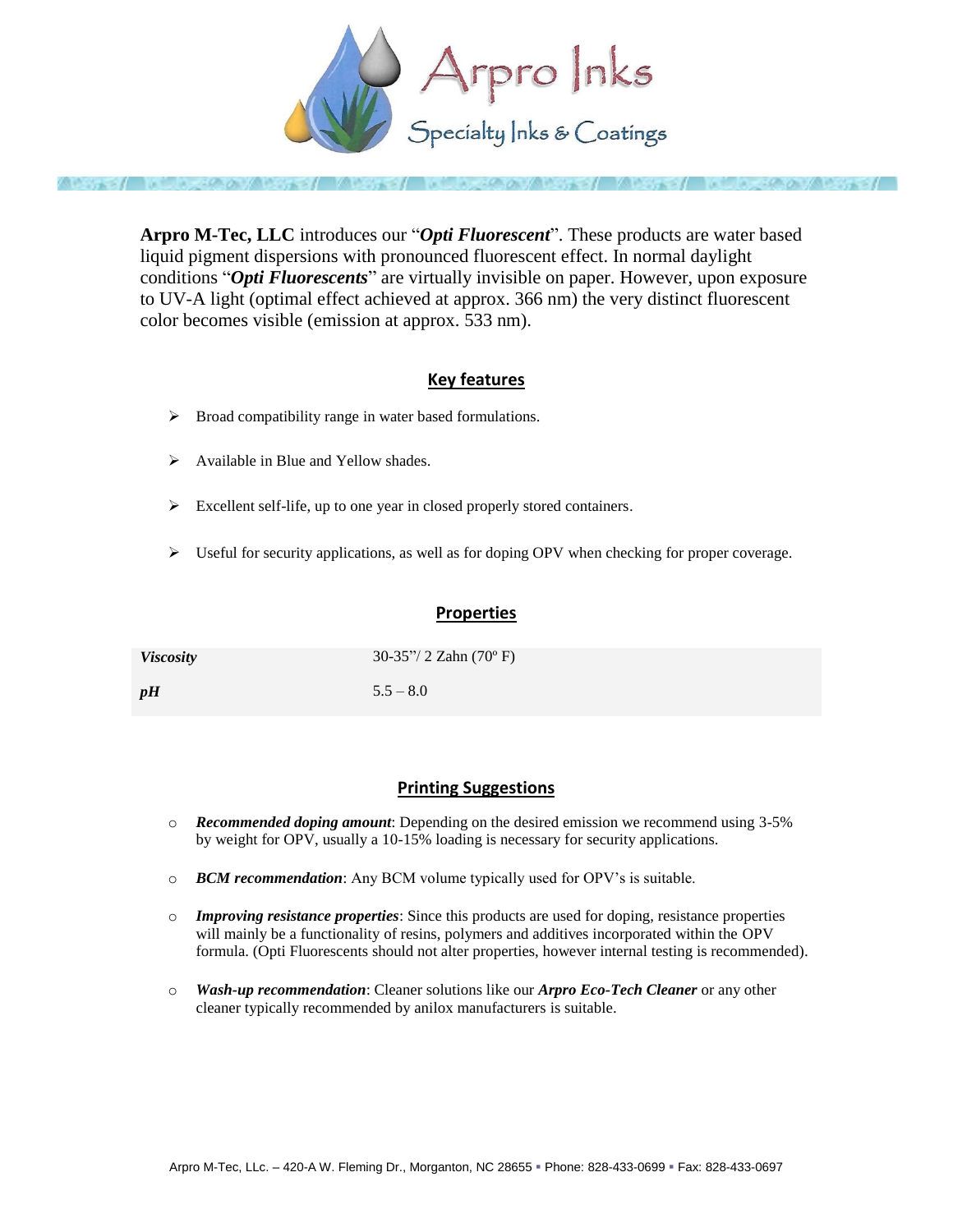# Arpro Inks

Specialty Inks & Coatings

**Arpro M-Tec, LLC** introduces our "***Opti Fluorescent***". These products are water based liquid pigment dispersions with pronounced fluorescent effect. In normal daylight conditions "***Opti Fluorescents***" are virtually invisible on paper. However, upon exposure to UV-A light (optimal effect achieved at approx. 366 nm) the very distinct fluorescent color becomes visible (emission at approx. 533 nm).

## Key features

- Broad compatibility range in water based formulations.
- Available in Blue and Yellow shades.
- Excellent self-life, up to one year in closed properly stored containers.
- Useful for security applications, as well as for doping OPV when checking for proper coverage.

## Properties

| | |
|---|---|
| ***Viscosity*** | 30-35"/ 2 Zahn (70º F) |
| ***pH*** | 5.5 – 8.0 |

## Printing Suggestions

- ***Recommended doping amount***: Depending on the desired emission we recommend using 3-5% by weight for OPV, usually a 10-15% loading is necessary for security applications.
- ***BCM recommendation***: Any BCM volume typically used for OPV's is suitable.
- ***Improving resistance properties***: Since this products are used for doping, resistance properties will mainly be a functionality of resins, polymers and additives incorporated within the OPV formula. (Opti Fluorescents should not alter properties, however internal testing is recommended).
- ***Wash-up recommendation***: Cleaner solutions like our ***Arpro Eco-Tech Cleaner*** or any other cleaner typically recommended by anilox manufacturers is suitable.

Arpro M-Tec, LLc. – 420-A W. Fleming Dr., Morganton, NC 28655 ▪ Phone: 828-433-0699 ▪ Fax: 828-433-0697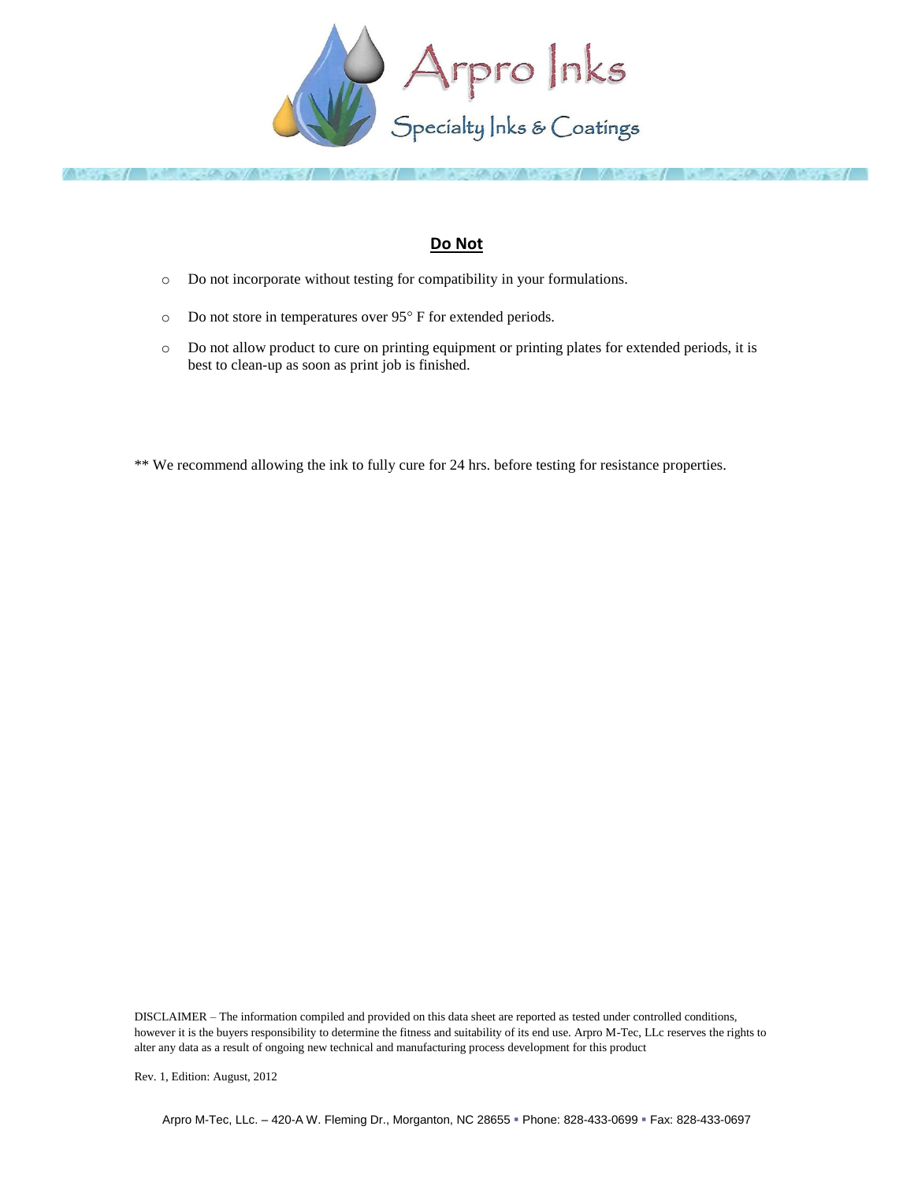## Do Not

- Do not incorporate without testing for compatibility in your formulations.
- Do not store in temperatures over 95° F for extended periods.
- Do not allow product to cure on printing equipment or printing plates for extended periods, it is best to clean-up as soon as print job is finished.

** We recommend allowing the ink to fully cure for 24 hrs. before testing for resistance properties.

DISCLAIMER – The information compiled and provided on this data sheet are reported as tested under controlled conditions, however it is the buyers responsibility to determine the fitness and suitability of its end use. Arpro M-Tec, LLc reserves the rights to alter any data as a result of ongoing new technical and manufacturing process development for this product

Rev. 1, Edition: August, 2012